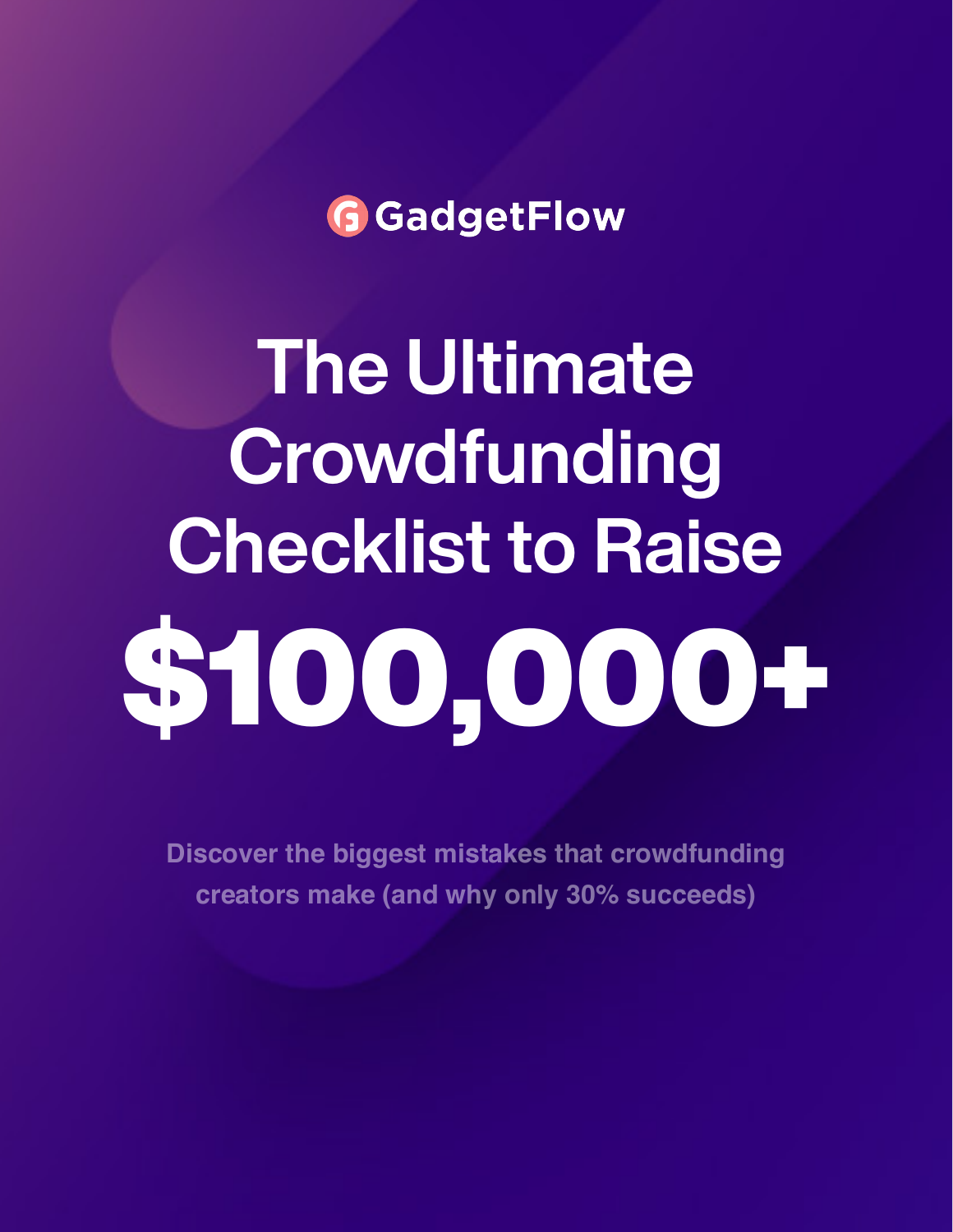GadgetFlow

# The Ultimate Crowdfunding Checklist to Raise $100,000+

Discover the biggest mistakes that crowdfunding creators make (and why only 30% succeeds)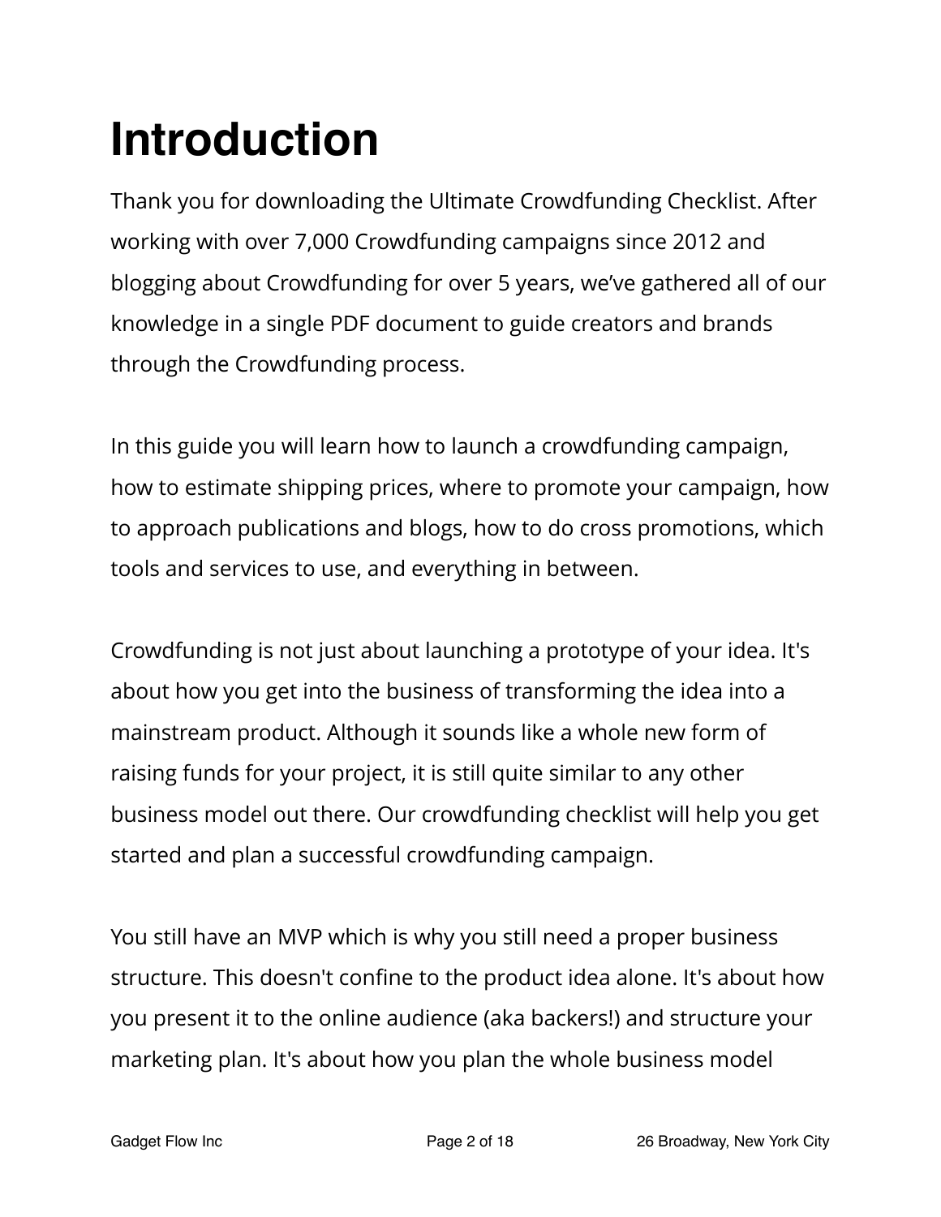# Introduction

Thank you for downloading the Ultimate Crowdfunding Checklist. After working with over 7,000 Crowdfunding campaigns since 2012 and blogging about Crowdfunding for over 5 years, we've gathered all of our knowledge in a single PDF document to guide creators and brands through the Crowdfunding process.

In this guide you will learn how to launch a crowdfunding campaign, how to estimate shipping prices, where to promote your campaign, how to approach publications and blogs, how to do cross promotions, which tools and services to use, and everything in between.

Crowdfunding is not just about launching a prototype of your idea. It's about how you get into the business of transforming the idea into a mainstream product. Although it sounds like a whole new form of raising funds for your project, it is still quite similar to any other business model out there. Our crowdfunding checklist will help you get started and plan a successful crowdfunding campaign.

You still have an MVP which is why you still need a proper business structure. This doesn't confine to the product idea alone. It's about how you present it to the online audience (aka backers!) and structure your marketing plan. It's about how you plan the whole business model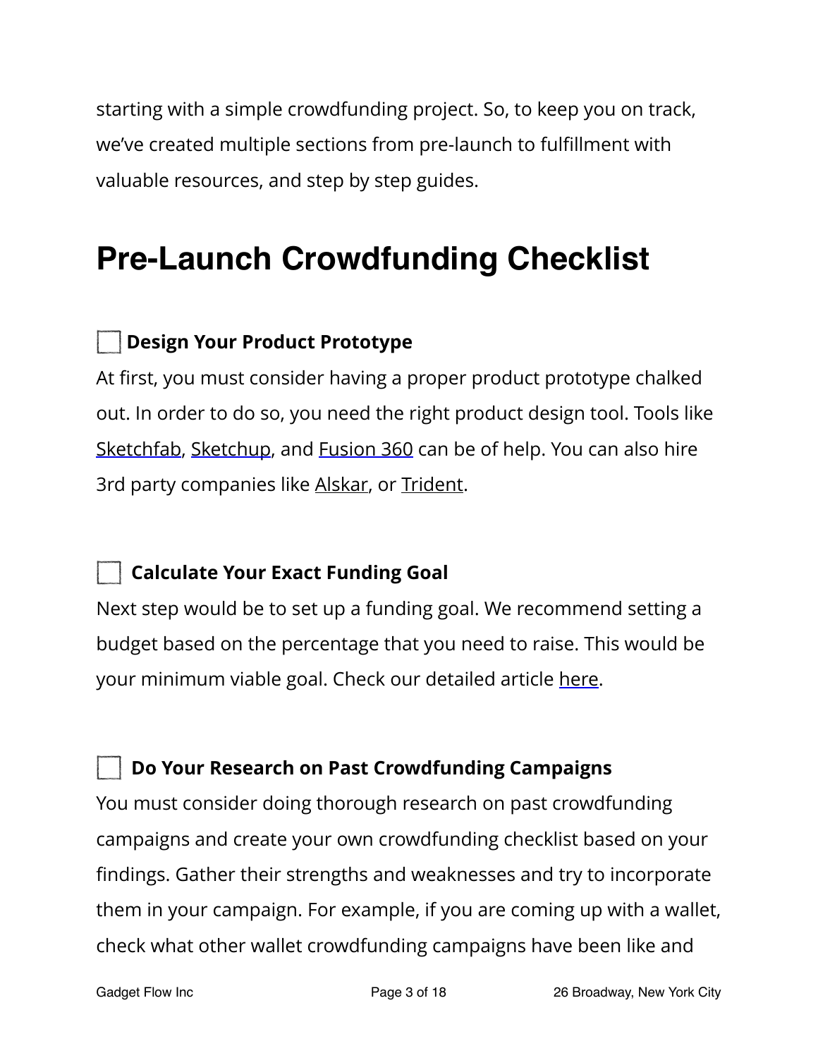starting with a simple crowdfunding project. So, to keep you on track, we've created multiple sections from pre-launch to fulfillment with valuable resources, and step by step guides.

# Pre-Launch Crowdfunding Checklist

☐ **Design Your Product Prototype**

At first, you must consider having a proper product prototype chalked out. In order to do so, you need the right product design tool. Tools like Sketchfab, Sketchup, and Fusion 360 can be of help. You can also hire 3rd party companies like Alskar, or Trident.

☐ **Calculate Your Exact Funding Goal**

Next step would be to set up a funding goal. We recommend setting a budget based on the percentage that you need to raise. This would be your minimum viable goal. Check our detailed article here.

☐ **Do Your Research on Past Crowdfunding Campaigns**

You must consider doing thorough research on past crowdfunding campaigns and create your own crowdfunding checklist based on your findings. Gather their strengths and weaknesses and try to incorporate them in your campaign. For example, if you are coming up with a wallet, check what other wallet crowdfunding campaigns have been like and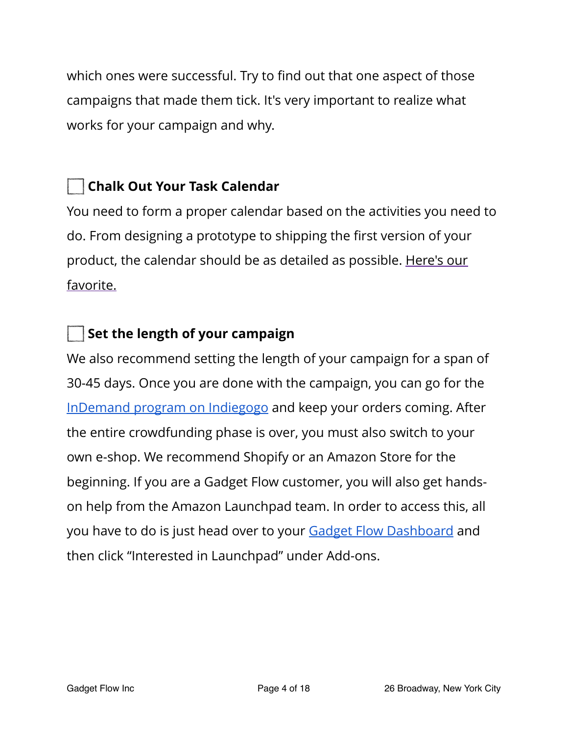which ones were successful. Try to find out that one aspect of those campaigns that made them tick. It's very important to realize what works for your campaign and why.

- [ ] **Chalk Out Your Task Calendar**

You need to form a proper calendar based on the activities you need to do. From designing a prototype to shipping the first version of your product, the calendar should be as detailed as possible. Here's our favorite.

- [ ] **Set the length of your campaign**

We also recommend setting the length of your campaign for a span of 30-45 days. Once you are done with the campaign, you can go for the InDemand program on Indiegogo and keep your orders coming. After the entire crowdfunding phase is over, you must also switch to your own e-shop. We recommend Shopify or an Amazon Store for the beginning. If you are a Gadget Flow customer, you will also get hands-on help from the Amazon Launchpad team. In order to access this, all you have to do is just head over to your Gadget Flow Dashboard and then click “Interested in Launchpad” under Add-ons.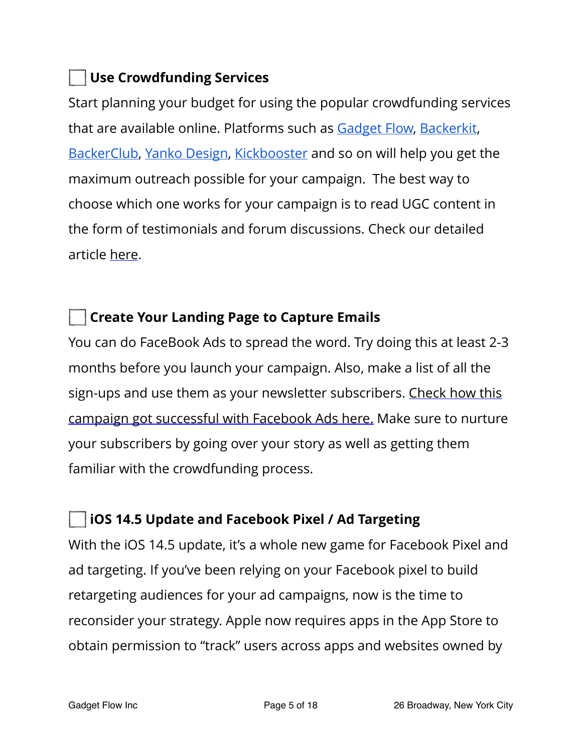- [ ] **Use Crowdfunding Services**

Start planning your budget for using the popular crowdfunding services that are available online. Platforms such as Gadget Flow, Backerkit, BackerClub, Yanko Design, Kickbooster and so on will help you get the maximum outreach possible for your campaign. The best way to choose which one works for your campaign is to read UGC content in the form of testimonials and forum discussions. Check our detailed article here.

- [ ] **Create Your Landing Page to Capture Emails**

You can do FaceBook Ads to spread the word. Try doing this at least 2-3 months before you launch your campaign. Also, make a list of all the sign-ups and use them as your newsletter subscribers. Check how this campaign got successful with Facebook Ads here. Make sure to nurture your subscribers by going over your story as well as getting them familiar with the crowdfunding process.

- [ ] **iOS 14.5 Update and Facebook Pixel / Ad Targeting**

With the iOS 14.5 update, it's a whole new game for Facebook Pixel and ad targeting. If you've been relying on your Facebook pixel to build retargeting audiences for your ad campaigns, now is the time to reconsider your strategy. Apple now requires apps in the App Store to obtain permission to "track" users across apps and websites owned by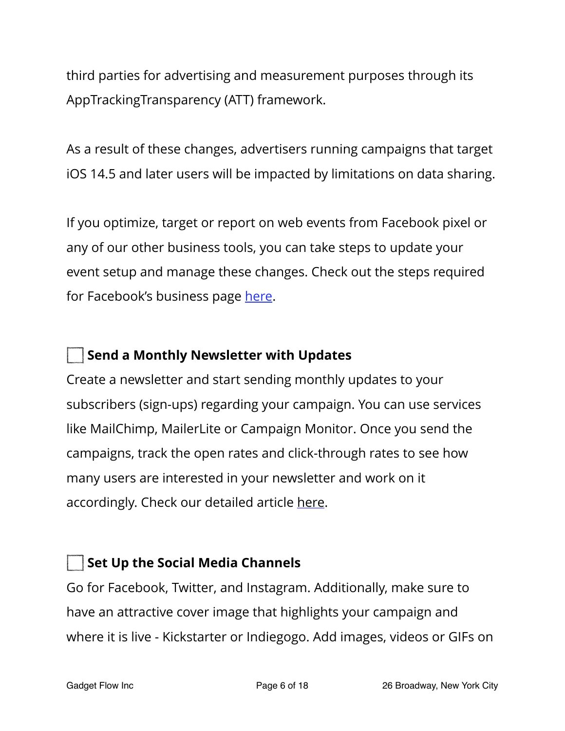third parties for advertising and measurement purposes through its AppTrackingTransparency (ATT) framework.

As a result of these changes, advertisers running campaigns that target iOS 14.5 and later users will be impacted by limitations on data sharing.

If you optimize, target or report on web events from Facebook pixel or any of our other business tools, you can take steps to update your event setup and manage these changes. Check out the steps required for Facebook's business page here.

- [ ] **Send a Monthly Newsletter with Updates**

Create a newsletter and start sending monthly updates to your subscribers (sign-ups) regarding your campaign. You can use services like MailChimp, MailerLite or Campaign Monitor. Once you send the campaigns, track the open rates and click-through rates to see how many users are interested in your newsletter and work on it accordingly. Check our detailed article here.

- [ ] **Set Up the Social Media Channels**

Go for Facebook, Twitter, and Instagram. Additionally, make sure to have an attractive cover image that highlights your campaign and where it is live - Kickstarter or Indiegogo. Add images, videos or GIFs on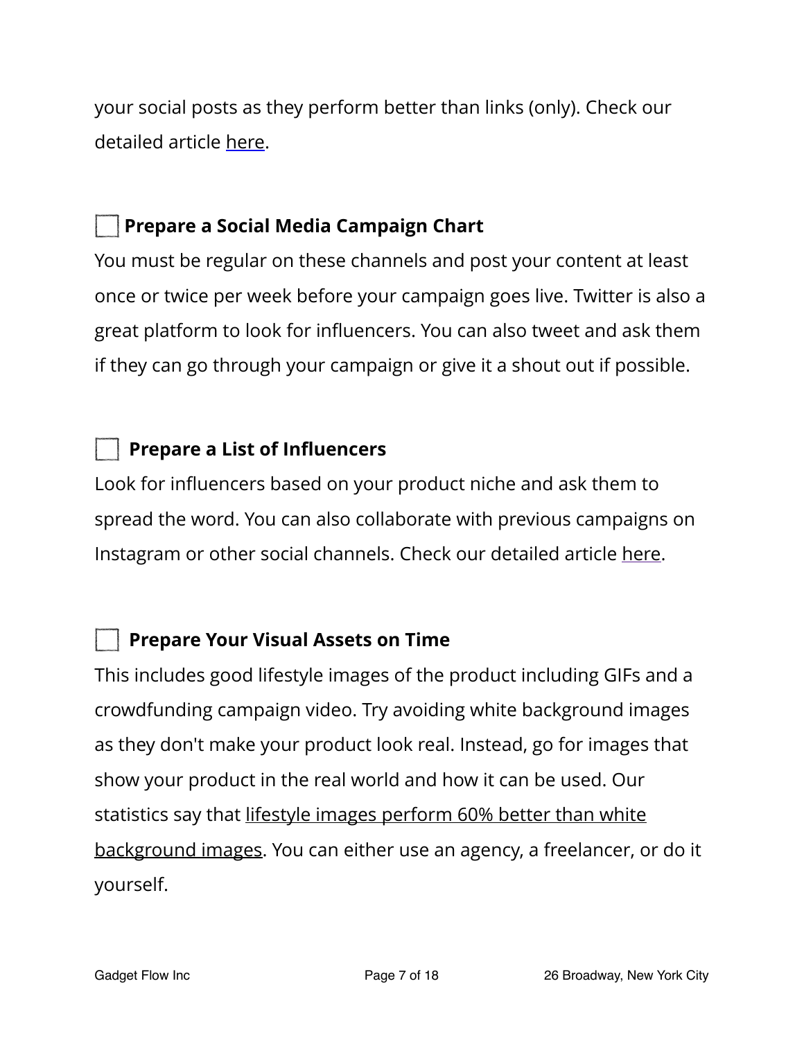your social posts as they perform better than links (only). Check our detailed article here.

☐ **Prepare a Social Media Campaign Chart**

You must be regular on these channels and post your content at least once or twice per week before your campaign goes live. Twitter is also a great platform to look for influencers. You can also tweet and ask them if they can go through your campaign or give it a shout out if possible.

☐ **Prepare a List of Influencers**

Look for influencers based on your product niche and ask them to spread the word. You can also collaborate with previous campaigns on Instagram or other social channels. Check our detailed article here.

☐ **Prepare Your Visual Assets on Time**

This includes good lifestyle images of the product including GIFs and a crowdfunding campaign video. Try avoiding white background images as they don't make your product look real. Instead, go for images that show your product in the real world and how it can be used. Our statistics say that lifestyle images perform 60% better than white background images. You can either use an agency, a freelancer, or do it yourself.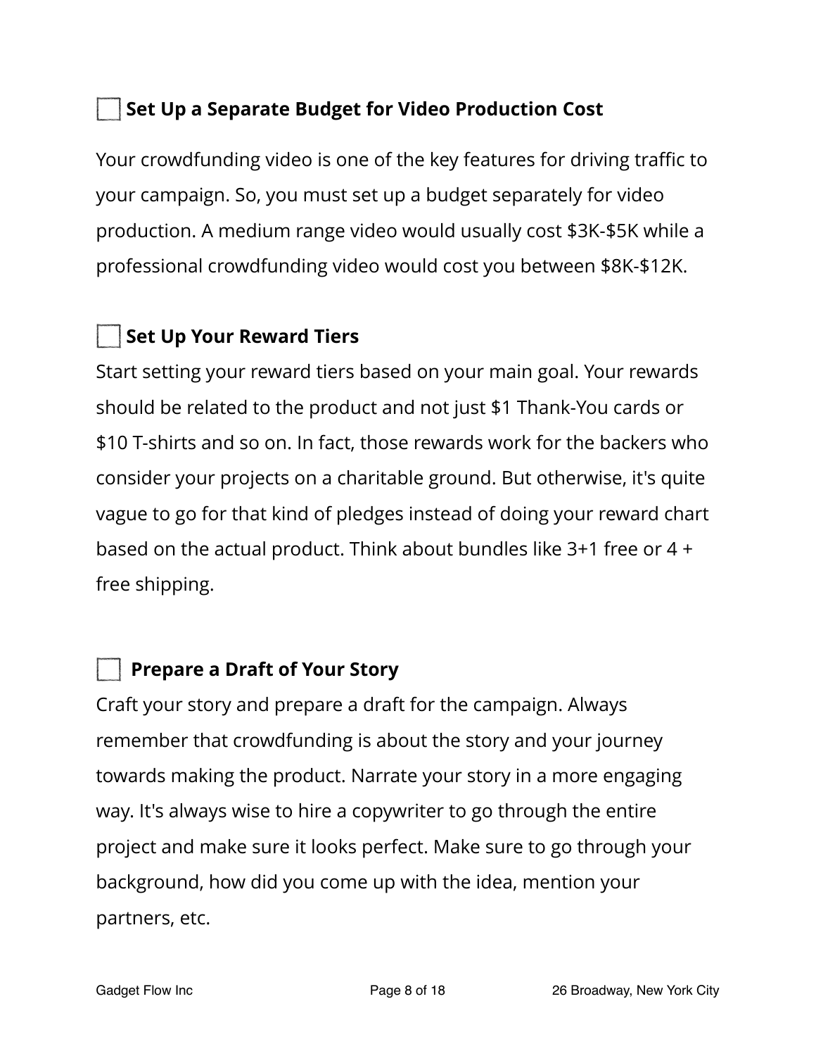- [ ] **Set Up a Separate Budget for Video Production Cost**

Your crowdfunding video is one of the key features for driving traffic to your campaign. So, you must set up a budget separately for video production. A medium range video would usually cost $3K-$5K while a professional crowdfunding video would cost you between $8K-$12K.

- [ ] **Set Up Your Reward Tiers**

Start setting your reward tiers based on your main goal. Your rewards should be related to the product and not just $1 Thank-You cards or $10 T-shirts and so on. In fact, those rewards work for the backers who consider your projects on a charitable ground. But otherwise, it's quite vague to go for that kind of pledges instead of doing your reward chart based on the actual product. Think about bundles like 3+1 free or 4 + free shipping.

- [ ] **Prepare a Draft of Your Story**

Craft your story and prepare a draft for the campaign. Always remember that crowdfunding is about the story and your journey towards making the product. Narrate your story in a more engaging way. It's always wise to hire a copywriter to go through the entire project and make sure it looks perfect. Make sure to go through your background, how did you come up with the idea, mention your partners, etc.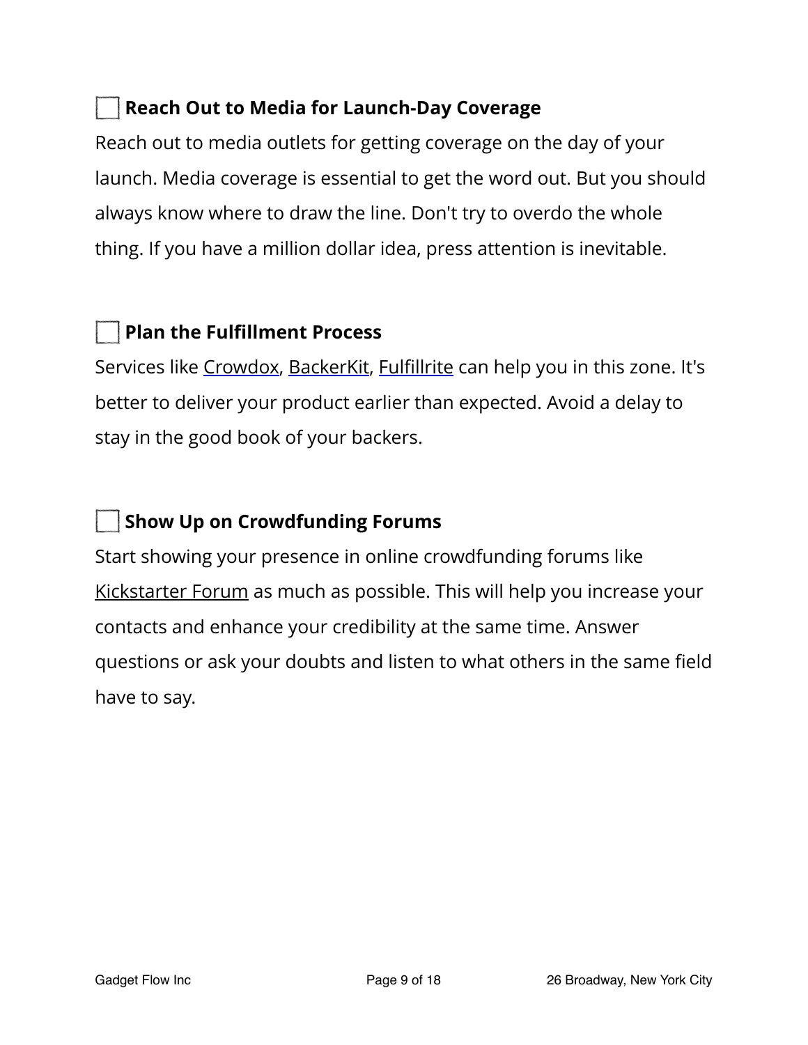- [ ] **Reach Out to Media for Launch-Day Coverage**

Reach out to media outlets for getting coverage on the day of your launch. Media coverage is essential to get the word out. But you should always know where to draw the line. Don't try to overdo the whole thing. If you have a million dollar idea, press attention is inevitable.

- [ ] **Plan the Fulfillment Process**

Services like Crowdox, BackerKit, Fulfillrite can help you in this zone. It's better to deliver your product earlier than expected. Avoid a delay to stay in the good book of your backers.

- [ ] **Show Up on Crowdfunding Forums**

Start showing your presence in online crowdfunding forums like Kickstarter Forum as much as possible. This will help you increase your contacts and enhance your credibility at the same time. Answer questions or ask your doubts and listen to what others in the same field have to say.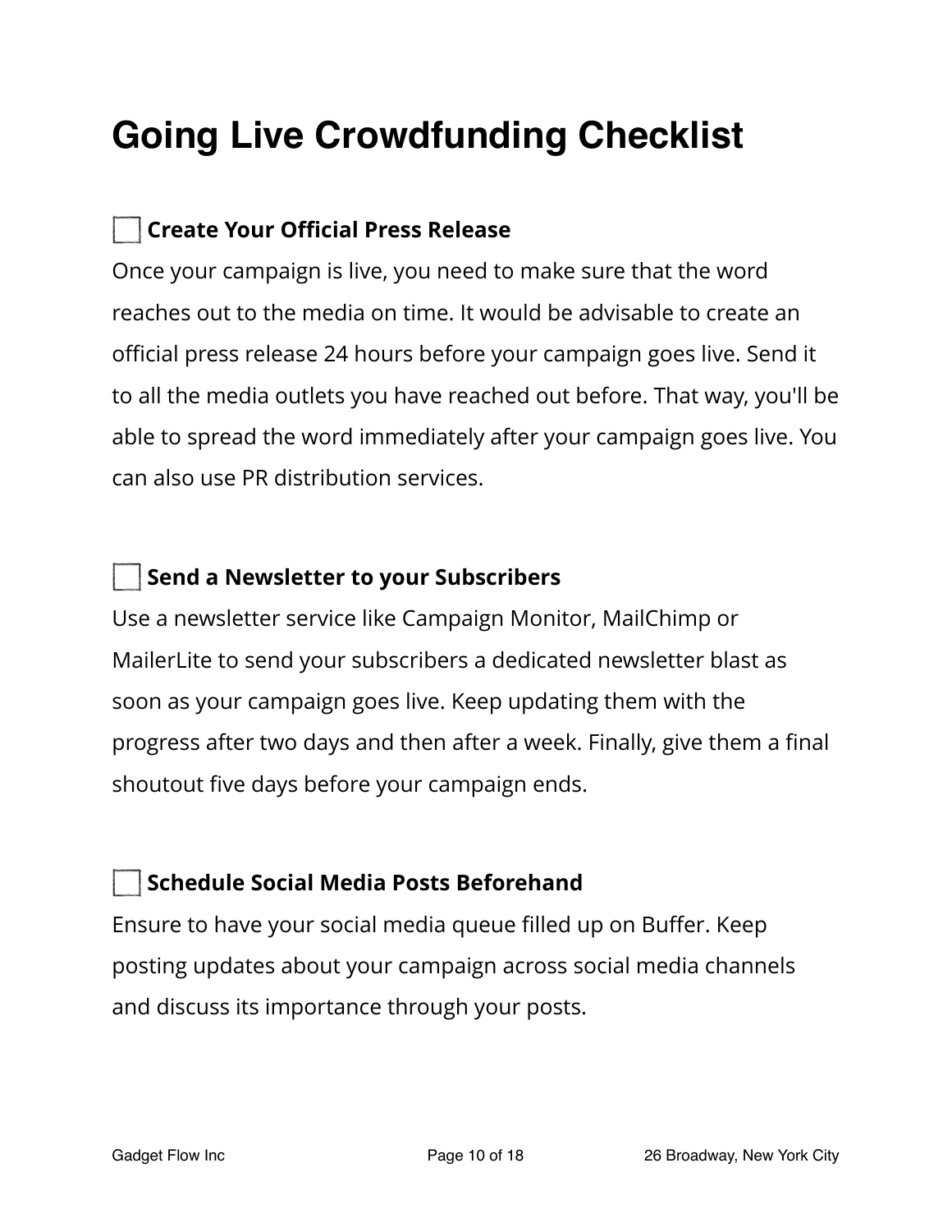# Going Live Crowdfunding Checklist

- [ ] **Create Your Official Press Release**

Once your campaign is live, you need to make sure that the word reaches out to the media on time. It would be advisable to create an official press release 24 hours before your campaign goes live. Send it to all the media outlets you have reached out before. That way, you'll be able to spread the word immediately after your campaign goes live. You can also use PR distribution services.

- [ ] **Send a Newsletter to your Subscribers**

Use a newsletter service like Campaign Monitor, MailChimp or MailerLite to send your subscribers a dedicated newsletter blast as soon as your campaign goes live. Keep updating them with the progress after two days and then after a week. Finally, give them a final shoutout five days before your campaign ends.

- [ ] **Schedule Social Media Posts Beforehand**

Ensure to have your social media queue filled up on Buffer. Keep posting updates about your campaign across social media channels and discuss its importance through your posts.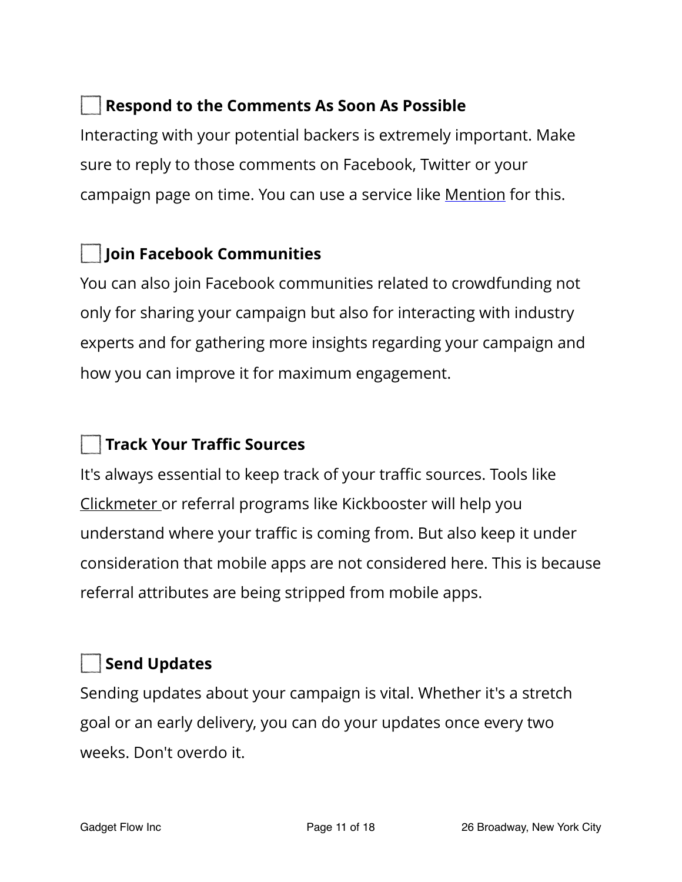☐ **Respond to the Comments As Soon As Possible**

Interacting with your potential backers is extremely important. Make sure to reply to those comments on Facebook, Twitter or your campaign page on time. You can use a service like Mention for this.

☐ **Join Facebook Communities**

You can also join Facebook communities related to crowdfunding not only for sharing your campaign but also for interacting with industry experts and for gathering more insights regarding your campaign and how you can improve it for maximum engagement.

☐ **Track Your Traffic Sources**

It's always essential to keep track of your traffic sources. Tools like Clickmeter or referral programs like Kickbooster will help you understand where your traffic is coming from. But also keep it under consideration that mobile apps are not considered here. This is because referral attributes are being stripped from mobile apps.

☐ **Send Updates**

Sending updates about your campaign is vital. Whether it's a stretch goal or an early delivery, you can do your updates once every two weeks. Don't overdo it.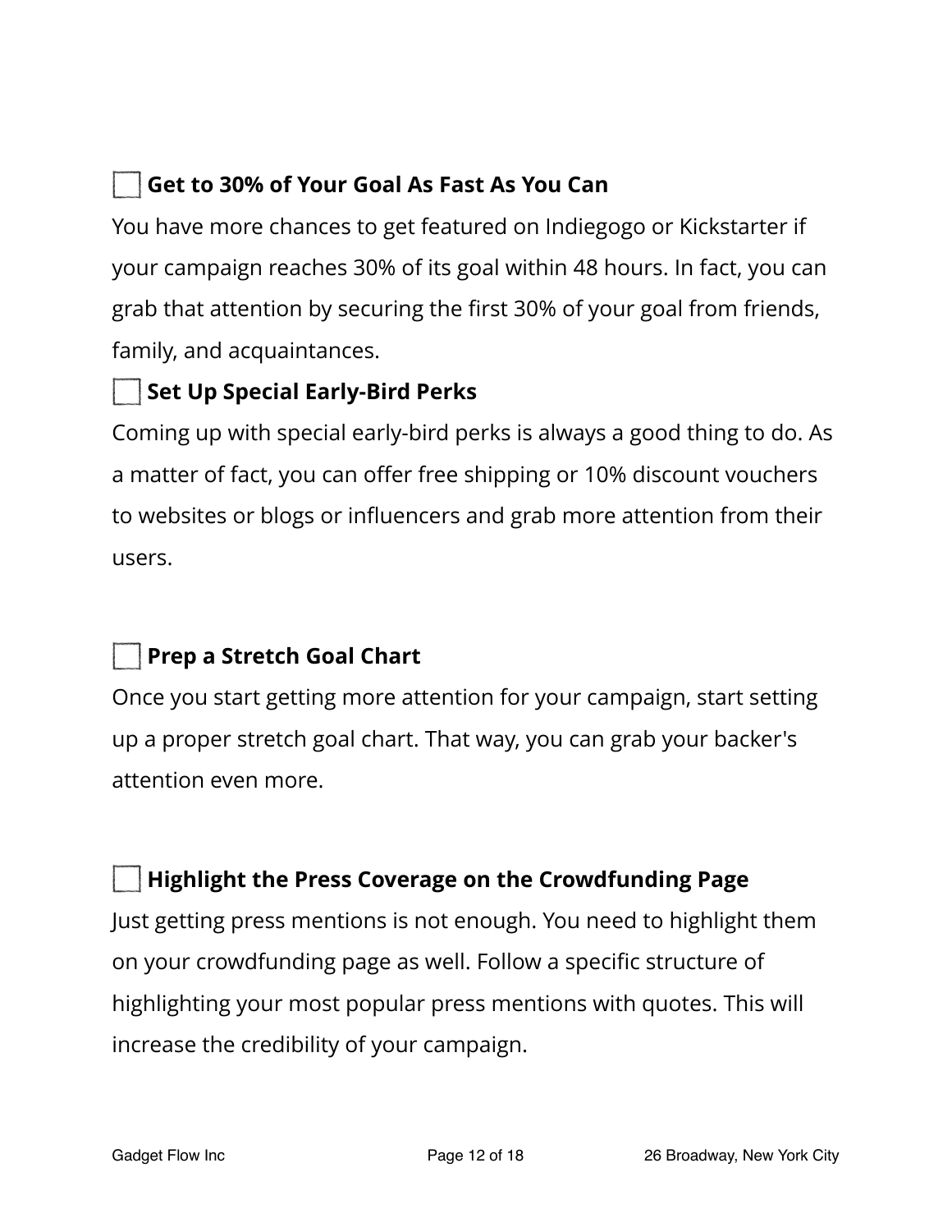- [ ] **Get to 30% of Your Goal As Fast As You Can**

You have more chances to get featured on Indiegogo or Kickstarter if your campaign reaches 30% of its goal within 48 hours. In fact, you can grab that attention by securing the first 30% of your goal from friends, family, and acquaintances.

- [ ] **Set Up Special Early-Bird Perks**

Coming up with special early-bird perks is always a good thing to do. As a matter of fact, you can offer free shipping or 10% discount vouchers to websites or blogs or influencers and grab more attention from their users.

- [ ] **Prep a Stretch Goal Chart**

Once you start getting more attention for your campaign, start setting up a proper stretch goal chart. That way, you can grab your backer's attention even more.

- [ ] **Highlight the Press Coverage on the Crowdfunding Page**

Just getting press mentions is not enough. You need to highlight them on your crowdfunding page as well. Follow a specific structure of highlighting your most popular press mentions with quotes. This will increase the credibility of your campaign.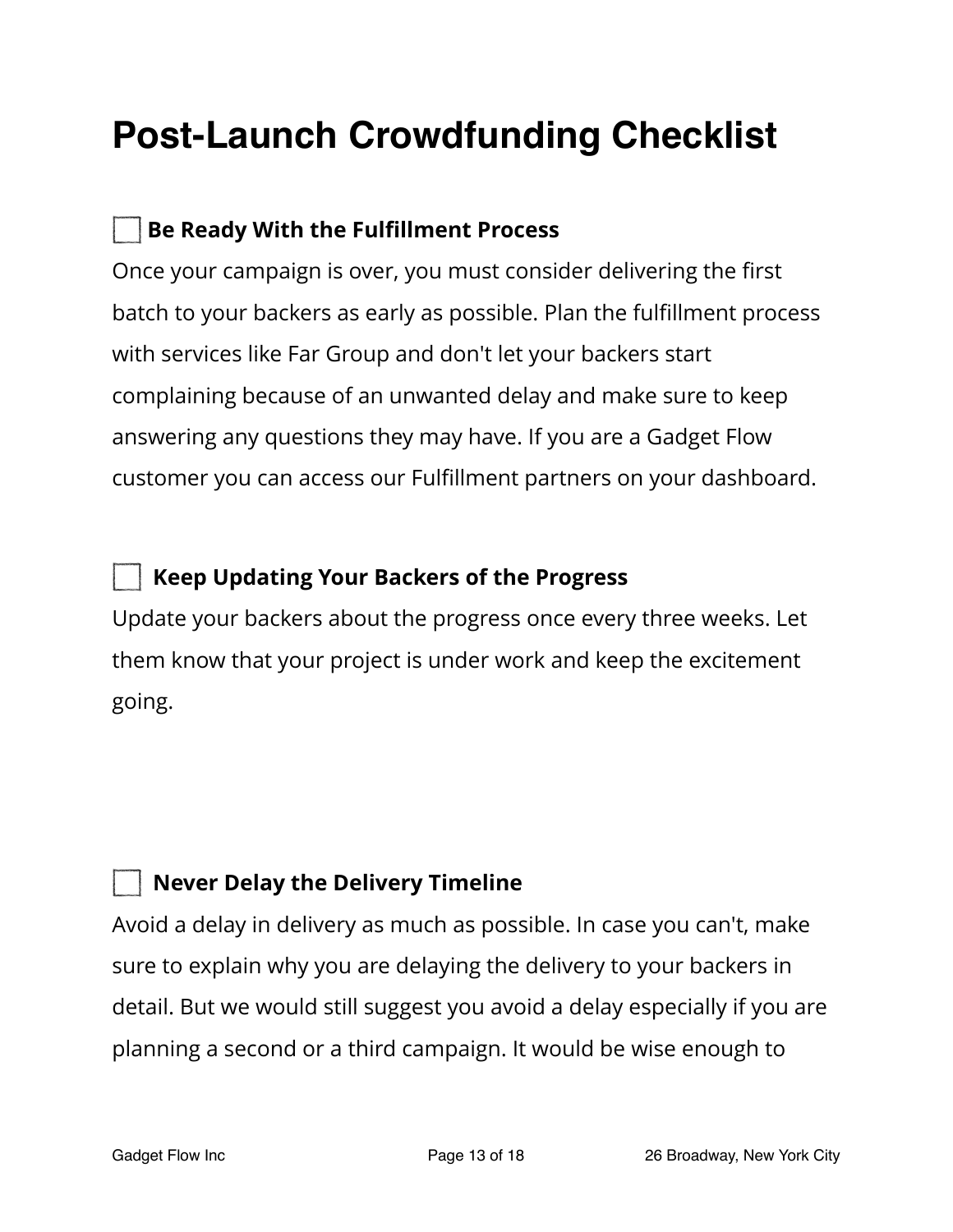# Post-Launch Crowdfunding Checklist

- [ ] **Be Ready With the Fulfillment Process**

Once your campaign is over, you must consider delivering the first batch to your backers as early as possible. Plan the fulfillment process with services like Far Group and don't let your backers start complaining because of an unwanted delay and make sure to keep answering any questions they may have. If you are a Gadget Flow customer you can access our Fulfillment partners on your dashboard.

- [ ] **Keep Updating Your Backers of the Progress**

Update your backers about the progress once every three weeks. Let them know that your project is under work and keep the excitement going.

- [ ] **Never Delay the Delivery Timeline**

Avoid a delay in delivery as much as possible. In case you can't, make sure to explain why you are delaying the delivery to your backers in detail. But we would still suggest you avoid a delay especially if you are planning a second or a third campaign. It would be wise enough to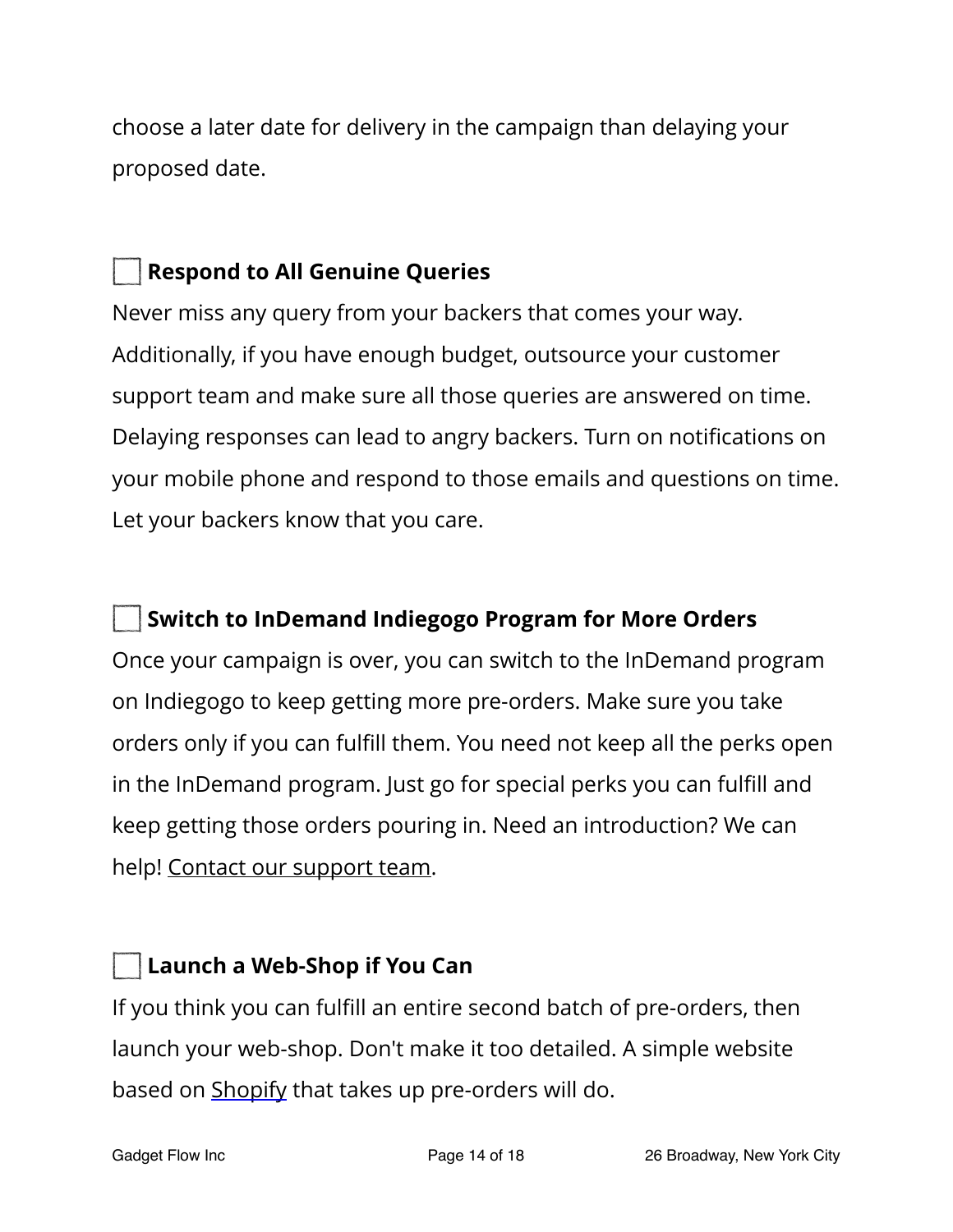choose a later date for delivery in the campaign than delaying your proposed date.

☐ **Respond to All Genuine Queries**

Never miss any query from your backers that comes your way. Additionally, if you have enough budget, outsource your customer support team and make sure all those queries are answered on time. Delaying responses can lead to angry backers. Turn on notifications on your mobile phone and respond to those emails and questions on time. Let your backers know that you care.

☐ **Switch to InDemand Indiegogo Program for More Orders**

Once your campaign is over, you can switch to the InDemand program on Indiegogo to keep getting more pre-orders. Make sure you take orders only if you can fulfill them. You need not keep all the perks open in the InDemand program. Just go for special perks you can fulfill and keep getting those orders pouring in. Need an introduction? We can help! Contact our support team.

☐ **Launch a Web-Shop if You Can**

If you think you can fulfill an entire second batch of pre-orders, then launch your web-shop. Don't make it too detailed. A simple website based on Shopify that takes up pre-orders will do.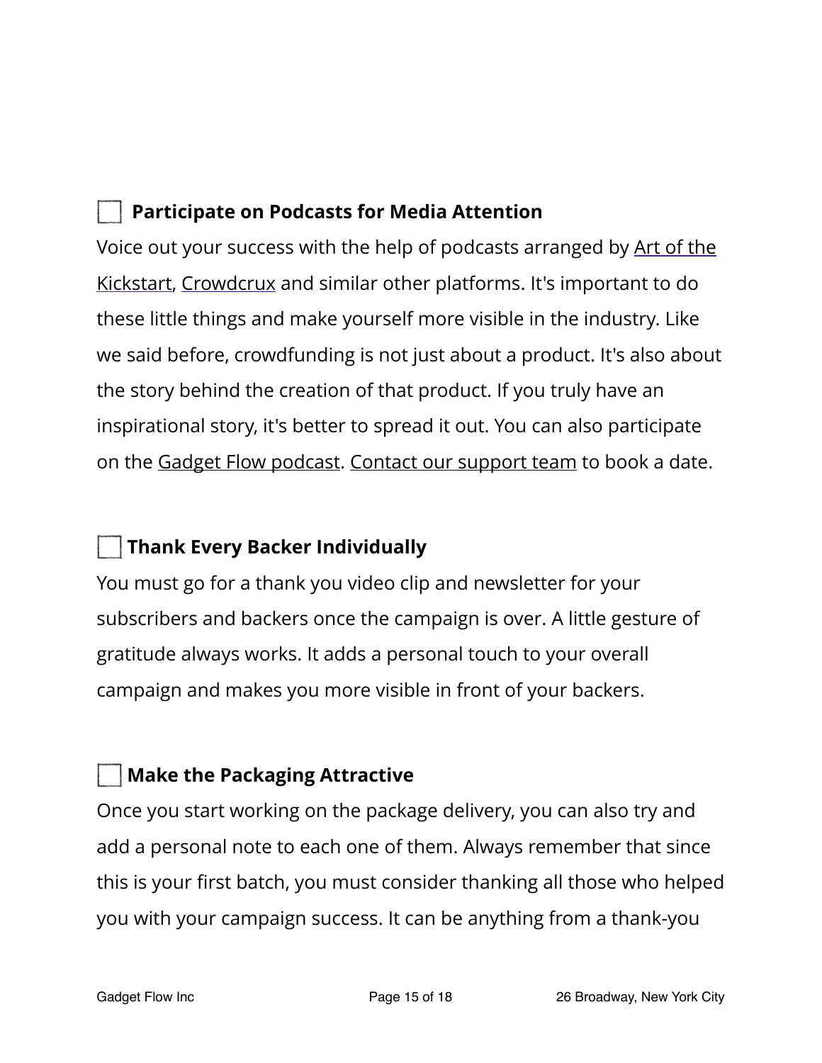- [ ] **Participate on Podcasts for Media Attention**

Voice out your success with the help of podcasts arranged by Art of the Kickstart, Crowdcrux and similar other platforms. It's important to do these little things and make yourself more visible in the industry. Like we said before, crowdfunding is not just about a product. It's also about the story behind the creation of that product. If you truly have an inspirational story, it's better to spread it out. You can also participate on the Gadget Flow podcast. Contact our support team to book a date.

- [ ] **Thank Every Backer Individually**

You must go for a thank you video clip and newsletter for your subscribers and backers once the campaign is over. A little gesture of gratitude always works. It adds a personal touch to your overall campaign and makes you more visible in front of your backers.

- [ ] **Make the Packaging Attractive**

Once you start working on the package delivery, you can also try and add a personal note to each one of them. Always remember that since this is your first batch, you must consider thanking all those who helped you with your campaign success. It can be anything from a thank-you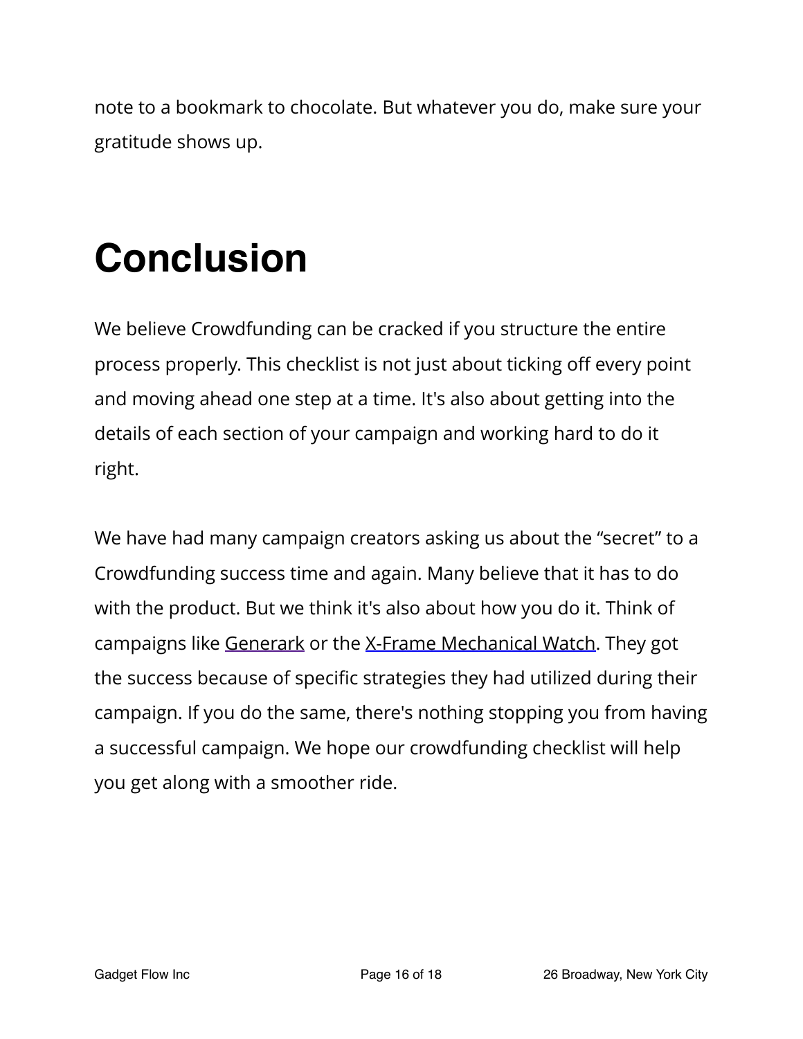note to a bookmark to chocolate. But whatever you do, make sure your gratitude shows up.

# Conclusion

We believe Crowdfunding can be cracked if you structure the entire process properly. This checklist is not just about ticking off every point and moving ahead one step at a time. It's also about getting into the details of each section of your campaign and working hard to do it right.

We have had many campaign creators asking us about the “secret” to a Crowdfunding success time and again. Many believe that it has to do with the product. But we think it's also about how you do it. Think of campaigns like Generark or the X-Frame Mechanical Watch. They got the success because of specific strategies they had utilized during their campaign. If you do the same, there's nothing stopping you from having a successful campaign. We hope our crowdfunding checklist will help you get along with a smoother ride.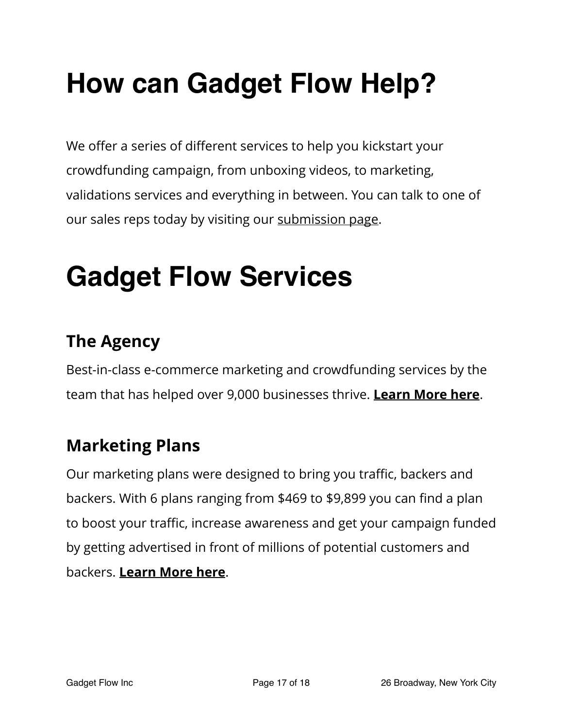# How can Gadget Flow Help?

We offer a series of different services to help you kickstart your crowdfunding campaign, from unboxing videos, to marketing, validations services and everything in between. You can talk to one of our sales reps today by visiting our submission page.

# Gadget Flow Services

### The Agency

Best-in-class e-commerce marketing and crowdfunding services by the team that has helped over 9,000 businesses thrive. **Learn More here**.

### Marketing Plans

Our marketing plans were designed to bring you traffic, backers and backers. With 6 plans ranging from $469 to $9,899 you can find a plan to boost your traffic, increase awareness and get your campaign funded by getting advertised in front of millions of potential customers and backers. **Learn More here**.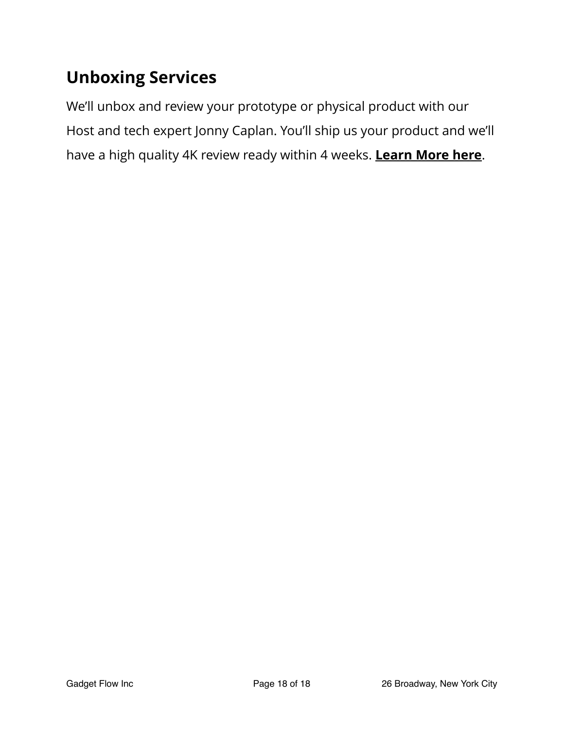## Unboxing Services

We'll unbox and review your prototype or physical product with our Host and tech expert Jonny Caplan. You'll ship us your product and we'll have a high quality 4K review ready within 4 weeks. **Learn More here**.